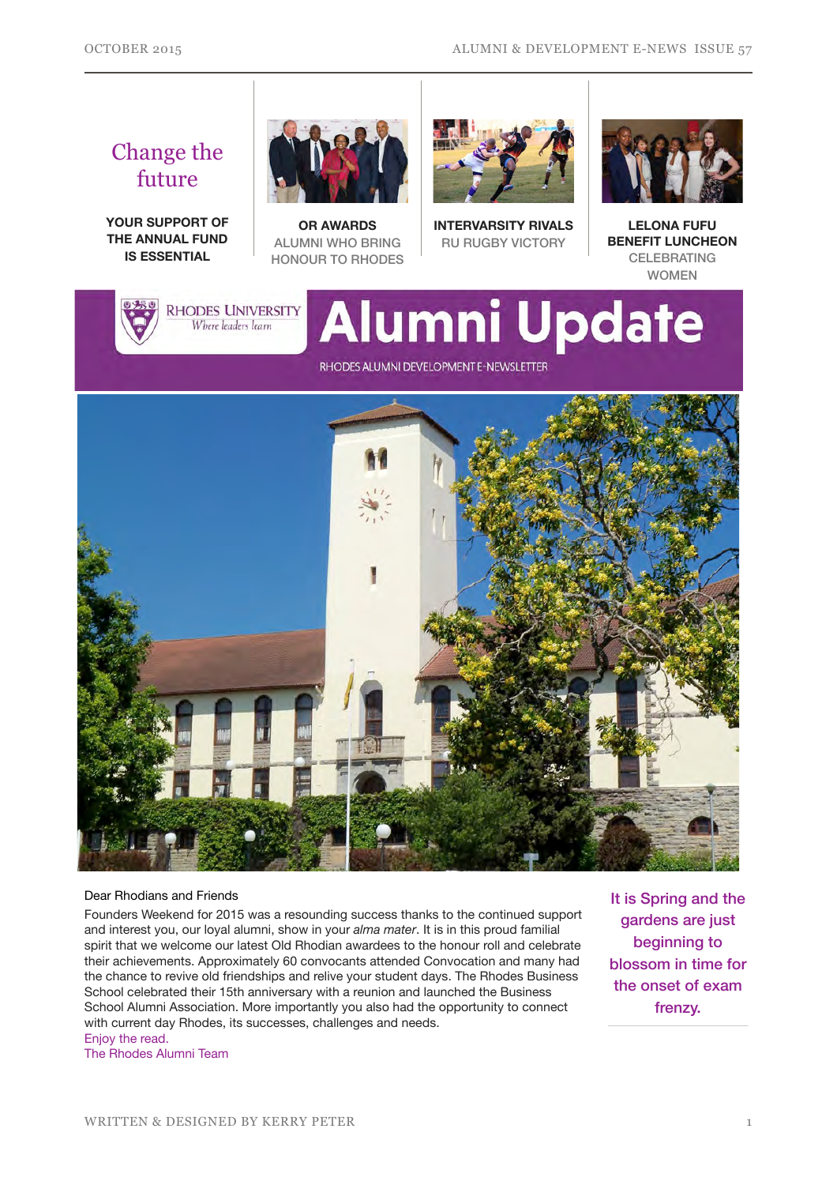## Change the future

**YOUR SUPPORT OF THE ANNUAL FUND IS ESSENTIAL**

**OR AWARDS**
ALUMNI WHO BRING HONOUR TO RHODES

**INTERVARSITY RIVALS**
RU RUGBY VICTORY

**LELONA FUFU BENEFIT LUNCHEON**
CELEBRATING WOMEN

RHODES UNIVERSITY
*Where leaders learn*

# Alumni Update

RHODES ALUMNI DEVELOPMENT E-NEWSLETTER

Dear Rhodians and Friends

Founders Weekend for 2015 was a resounding success thanks to the continued support and interest you, our loyal alumni, show in your *alma mater*. It is in this proud familial spirit that we welcome our latest Old Rhodian awardees to the honour roll and celebrate their achievements. Approximately 60 convocants attended Convocation and many had the chance to revive old friendships and relive your student days. The Rhodes Business School celebrated their 15th anniversary with a reunion and launched the Business School Alumni Association. More importantly you also had the opportunity to connect with current day Rhodes, its successes, challenges and needs.

Enjoy the read.
The Rhodes Alumni Team

It is Spring and the gardens are just beginning to blossom in time for the onset of exam frenzy.

WRITTEN & DESIGNED BY KERRY PETER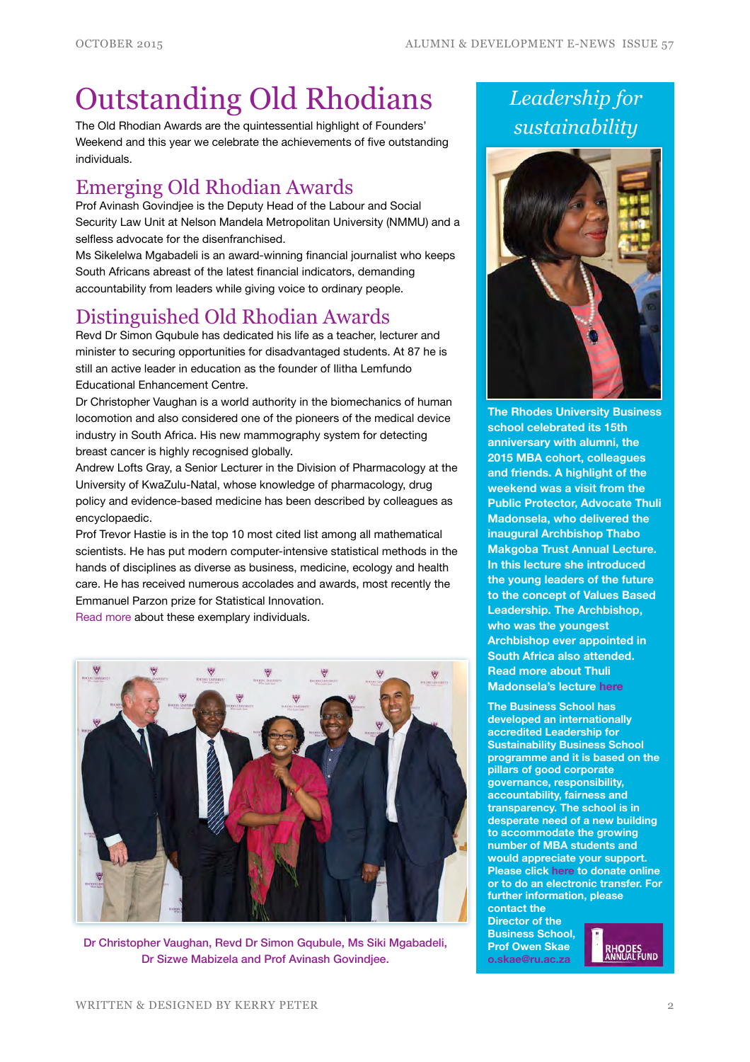# Outstanding Old Rhodians

The Old Rhodian Awards are the quintessential highlight of Founders' Weekend and this year we celebrate the achievements of five outstanding individuals.

## Emerging Old Rhodian Awards

Prof Avinash Govindjee is the Deputy Head of the Labour and Social Security Law Unit at Nelson Mandela Metropolitan University (NMMU) and a selfless advocate for the disenfranchised.

Ms Sikelelwa Mgabadeli is an award-winning financial journalist who keeps South Africans abreast of the latest financial indicators, demanding accountability from leaders while giving voice to ordinary people.

## Distinguished Old Rhodian Awards

Revd Dr Simon Gqubule has dedicated his life as a teacher, lecturer and minister to securing opportunities for disadvantaged students. At 87 he is still an active leader in education as the founder of Ilitha Lemfundo Educational Enhancement Centre.

Dr Christopher Vaughan is a world authority in the biomechanics of human locomotion and also considered one of the pioneers of the medical device industry in South Africa. His new mammography system for detecting breast cancer is highly recognised globally.

Andrew Lofts Gray, a Senior Lecturer in the Division of Pharmacology at the University of KwaZulu-Natal, whose knowledge of pharmacology, drug policy and evidence-based medicine has been described by colleagues as encyclopaedic.

Prof Trevor Hastie is in the top 10 most cited list among all mathematical scientists. He has put modern computer-intensive statistical methods in the hands of disciplines as diverse as business, medicine, ecology and health care. He has received numerous accolades and awards, most recently the Emmanuel Parzon prize for Statistical Innovation.

Read more about these exemplary individuals.

Dr Christopher Vaughan, Revd Dr Simon Gqubule, Ms Siki Mgabadeli, Dr Sizwe Mabizela and Prof Avinash Govindjee.

## *Leadership for sustainability*

**The Rhodes University Business school celebrated its 15th anniversary with alumni, the 2015 MBA cohort, colleagues and friends. A highlight of the weekend was a visit from the Public Protector, Advocate Thuli Madonsela, who delivered the inaugural Archbishop Thabo Makgoba Trust Annual Lecture. In this lecture she introduced the young leaders of the future to the concept of Values Based Leadership. The Archbishop, who was the youngest Archbishop ever appointed in South Africa also attended. Read more about Thuli Madonsela's lecture here**

**The Business School has developed an internationally accredited Leadership for Sustainability Business School programme and it is based on the pillars of good corporate governance, responsibility, accountability, fairness and transparency. The school is in desperate need of a new building to accommodate the growing number of MBA students and would appreciate your support. Please click here to donate online or to do an electronic transfer. For further information, please contact the Director of the Business School, Prof Owen Skae o.skae@ru.ac.za**

RHODES ANNUAL FUND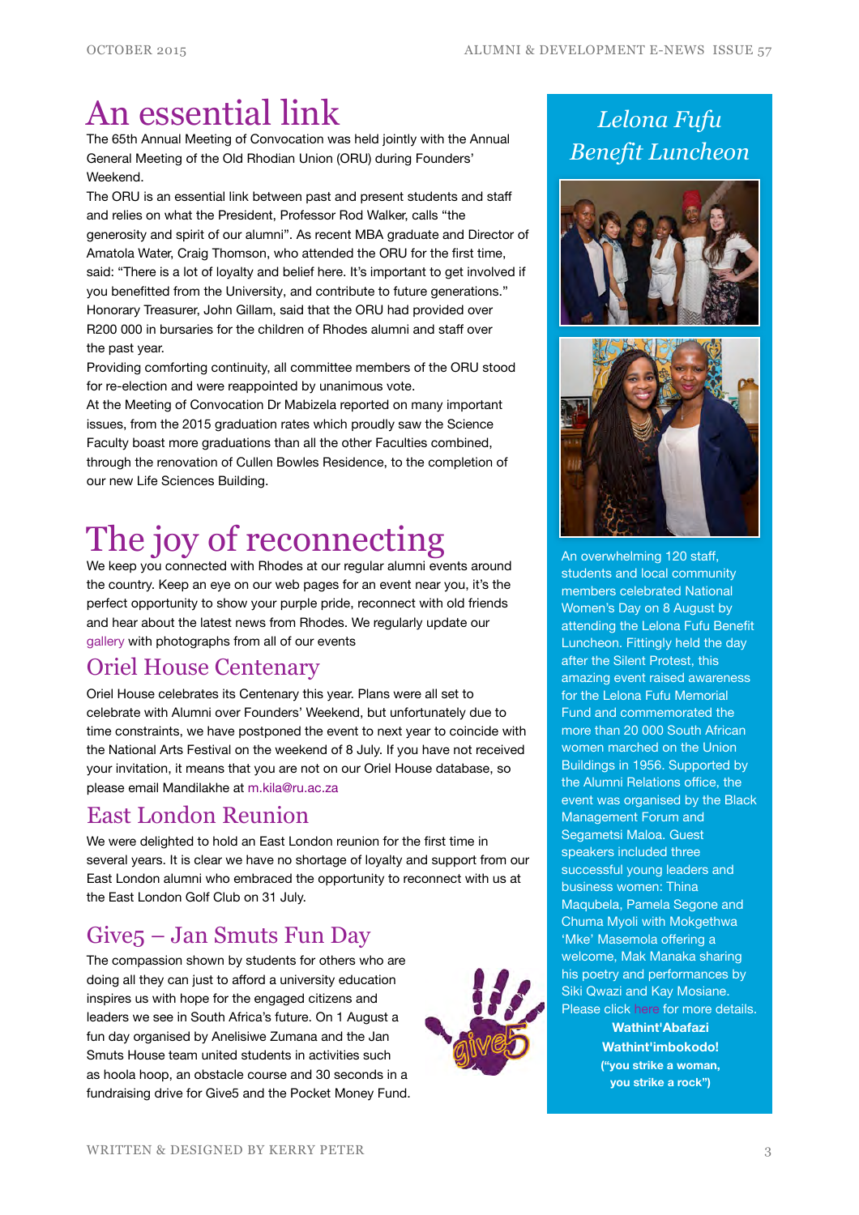# An essential link

The 65th Annual Meeting of Convocation was held jointly with the Annual General Meeting of the Old Rhodian Union (ORU) during Founders' Weekend.

The ORU is an essential link between past and present students and staff and relies on what the President, Professor Rod Walker, calls "the generosity and spirit of our alumni". As recent MBA graduate and Director of Amatola Water, Craig Thomson, who attended the ORU for the first time, said: "There is a lot of loyalty and belief here. It's important to get involved if you benefitted from the University, and contribute to future generations."

Honorary Treasurer, John Gillam, said that the ORU had provided over R200 000 in bursaries for the children of Rhodes alumni and staff over the past year.

Providing comforting continuity, all committee members of the ORU stood for re-election and were reappointed by unanimous vote.

At the Meeting of Convocation Dr Mabizela reported on many important issues, from the 2015 graduation rates which proudly saw the Science Faculty boast more graduations than all the other Faculties combined, through the renovation of Cullen Bowles Residence, to the completion of our new Life Sciences Building.

# The joy of reconnecting

We keep you connected with Rhodes at our regular alumni events around the country. Keep an eye on our web pages for an event near you, it's the perfect opportunity to show your purple pride, reconnect with old friends and hear about the latest news from Rhodes. We regularly update our gallery with photographs from all of our events

## Oriel House Centenary

Oriel House celebrates its Centenary this year. Plans were all set to celebrate with Alumni over Founders' Weekend, but unfortunately due to time constraints, we have postponed the event to next year to coincide with the National Arts Festival on the weekend of 8 July. If you have not received your invitation, it means that you are not on our Oriel House database, so please email Mandilakhe at m.kila@ru.ac.za

## East London Reunion

We were delighted to hold an East London reunion for the first time in several years. It is clear we have no shortage of loyalty and support from our East London alumni who embraced the opportunity to reconnect with us at the East London Golf Club on 31 July.

## Give5 – Jan Smuts Fun Day

The compassion shown by students for others who are doing all they can just to afford a university education inspires us with hope for the engaged citizens and leaders we see in South Africa's future. On 1 August a fun day organised by Anelisiwe Zumana and the Jan Smuts House team united students in activities such as hoola hoop, an obstacle course and 30 seconds in a fundraising drive for Give5 and the Pocket Money Fund.

## *Lelona Fufu Benefit Luncheon*

An overwhelming 120 staff, students and local community members celebrated National Women's Day on 8 August by attending the Lelona Fufu Benefit Luncheon. Fittingly held the day after the Silent Protest, this amazing event raised awareness for the Lelona Fufu Memorial Fund and commemorated the more than 20 000 South African women marched on the Union Buildings in 1956. Supported by the Alumni Relations office, the event was organised by the Black Management Forum and Segametsi Maloa. Guest speakers included three successful young leaders and business women: Thina Maqubela, Pamela Segone and Chuma Myoli with Mokgethwa 'Mke' Masemola offering a welcome, Mak Manaka sharing his poetry and performances by Siki Qwazi and Kay Mosiane. Please click here for more details.

**Wathint'Abafazi Wathint'imbokodo!**

**("you strike a woman, you strike a rock")**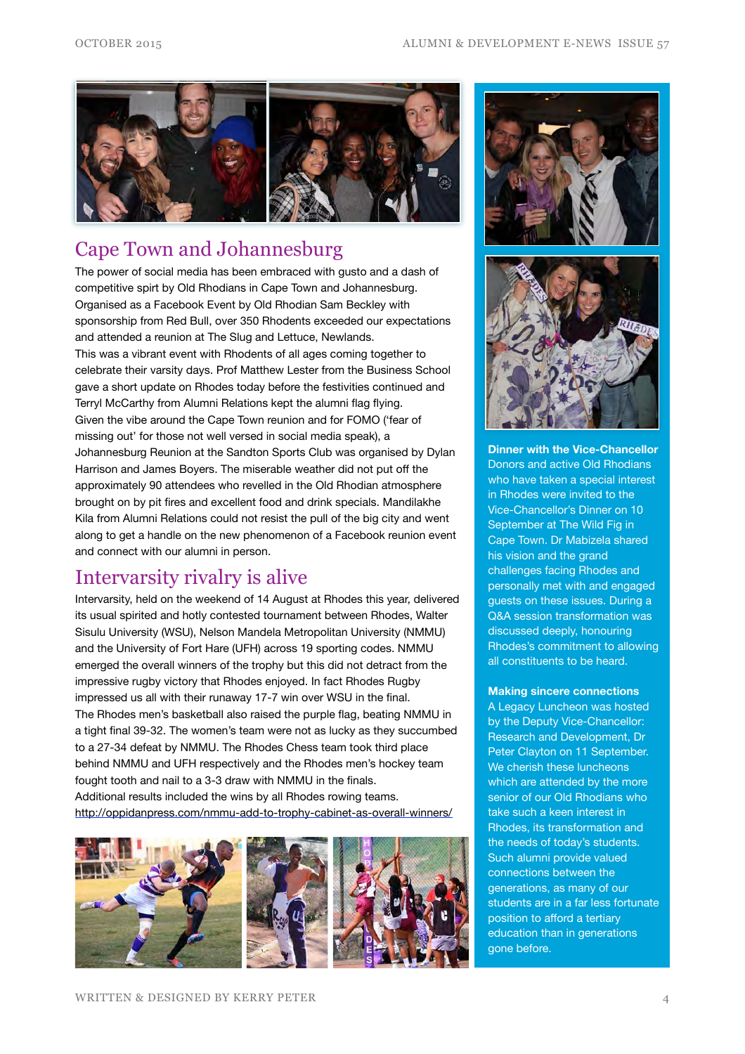## Cape Town and Johannesburg

The power of social media has been embraced with gusto and a dash of competitive spirt by Old Rhodians in Cape Town and Johannesburg. Organised as a Facebook Event by Old Rhodian Sam Beckley with sponsorship from Red Bull, over 350 Rhodents exceeded our expectations and attended a reunion at The Slug and Lettuce, Newlands.

This was a vibrant event with Rhodents of all ages coming together to celebrate their varsity days. Prof Matthew Lester from the Business School gave a short update on Rhodes today before the festivities continued and Terryl McCarthy from Alumni Relations kept the alumni flag flying.

Given the vibe around the Cape Town reunion and for FOMO ('fear of missing out' for those not well versed in social media speak), a Johannesburg Reunion at the Sandton Sports Club was organised by Dylan Harrison and James Boyers. The miserable weather did not put off the approximately 90 attendees who revelled in the Old Rhodian atmosphere brought on by pit fires and excellent food and drink specials. Mandilakhe Kila from Alumni Relations could not resist the pull of the big city and went along to get a handle on the new phenomenon of a Facebook reunion event and connect with our alumni in person.

## Intervarsity rivalry is alive

Intervarsity, held on the weekend of 14 August at Rhodes this year, delivered its usual spirited and hotly contested tournament between Rhodes, Walter Sisulu University (WSU), Nelson Mandela Metropolitan University (NMMU) and the University of Fort Hare (UFH) across 19 sporting codes. NMMU emerged the overall winners of the trophy but this did not detract from the impressive rugby victory that Rhodes enjoyed. In fact Rhodes Rugby impressed us all with their runaway 17-7 win over WSU in the final.

The Rhodes men's basketball also raised the purple flag, beating NMMU in a tight final 39-32. The women's team were not as lucky as they succumbed to a 27-34 defeat by NMMU. The Rhodes Chess team took third place behind NMMU and UFH respectively and the Rhodes men's hockey team fought tooth and nail to a 3-3 draw with NMMU in the finals.

Additional results included the wins by all Rhodes rowing teams.

http://oppidanpress.com/nmmu-add-to-trophy-cabinet-as-overall-winners/

**Dinner with the Vice-Chancellor**

Donors and active Old Rhodians who have taken a special interest in Rhodes were invited to the Vice-Chancellor's Dinner on 10 September at The Wild Fig in Cape Town. Dr Mabizela shared his vision and the grand challenges facing Rhodes and personally met with and engaged guests on these issues. During a Q&A session transformation was discussed deeply, honouring Rhodes's commitment to allowing all constituents to be heard.

**Making sincere connections**

A Legacy Luncheon was hosted by the Deputy Vice-Chancellor: Research and Development, Dr Peter Clayton on 11 September. We cherish these luncheons which are attended by the more senior of our Old Rhodians who take such a keen interest in Rhodes, its transformation and the needs of today's students. Such alumni provide valued connections between the generations, as many of our students are in a far less fortunate position to afford a tertiary education than in generations gone before.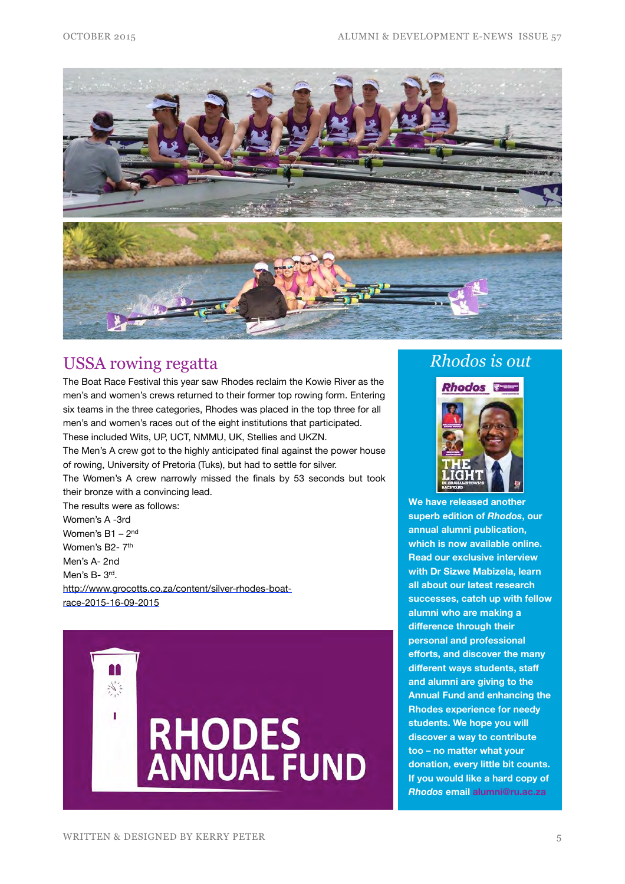## USSA rowing regatta

The Boat Race Festival this year saw Rhodes reclaim the Kowie River as the men's and women's crews returned to their former top rowing form. Entering six teams in the three categories, Rhodes was placed in the top three for all men's and women's races out of the eight institutions that participated. These included Wits, UP, UCT, NMMU, UK, Stellies and UKZN.

The Men's A crew got to the highly anticipated final against the power house of rowing, University of Pretoria (Tuks), but had to settle for silver.

The Women's A crew narrowly missed the finals by 53 seconds but took their bronze with a convincing lead.

The results were as follows:

Women's A -3rd
Women's B1 – 2nd
Women's B2- 7th
Men's A- 2nd
Men's B- 3rd.

http://www.grocotts.co.za/content/silver-rhodes-boat-race-2015-16-09-2015

RHODES ANNUAL FUND

## *Rhodos is out*

**We have released another superb edition of *Rhodos*, our annual alumni publication, which is now available online. Read our exclusive interview with Dr Sizwe Mabizela, learn all about our latest research successes, catch up with fellow alumni who are making a difference through their personal and professional efforts, and discover the many different ways students, staff and alumni are giving to the Annual Fund and enhancing the Rhodes experience for needy students. We hope you will discover a way to contribute too – no matter what your donation, every little bit counts. If you would like a hard copy of *Rhodos* email alumni@ru.ac.za**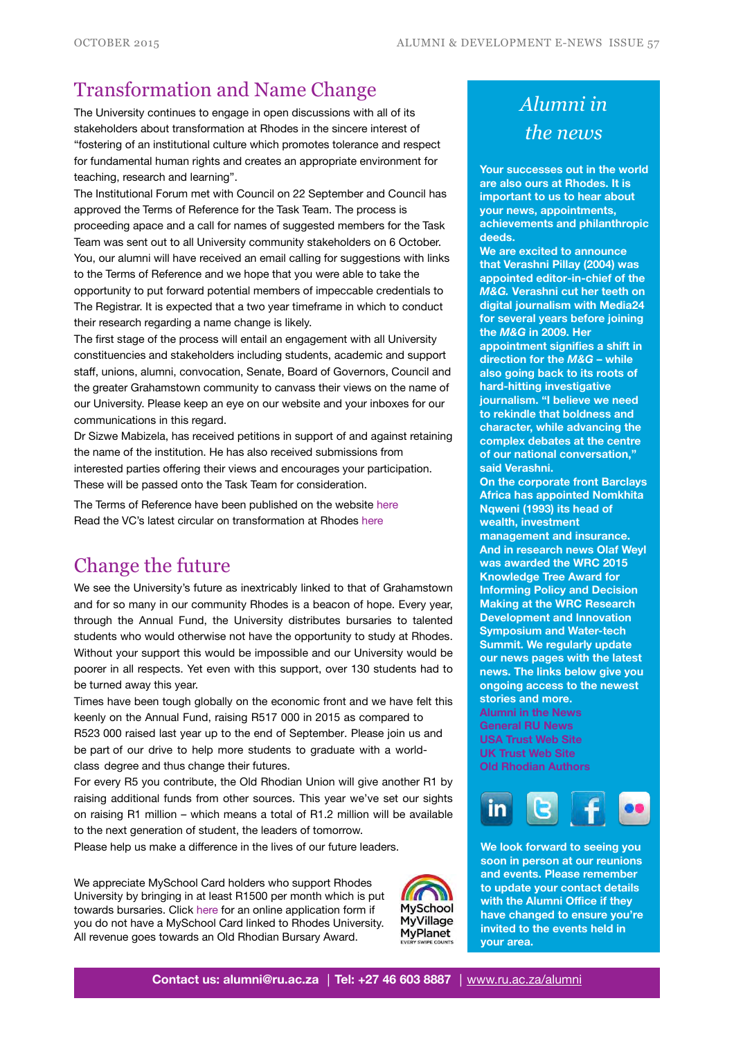## Transformation and Name Change

The University continues to engage in open discussions with all of its stakeholders about transformation at Rhodes in the sincere interest of "fostering of an institutional culture which promotes tolerance and respect for fundamental human rights and creates an appropriate environment for teaching, research and learning".

The Institutional Forum met with Council on 22 September and Council has approved the Terms of Reference for the Task Team. The process is proceeding apace and a call for names of suggested members for the Task Team was sent out to all University community stakeholders on 6 October. You, our alumni will have received an email calling for suggestions with links to the Terms of Reference and we hope that you were able to take the opportunity to put forward potential members of impeccable credentials to The Registrar. It is expected that a two year timeframe in which to conduct their research regarding a name change is likely.

The first stage of the process will entail an engagement with all University constituencies and stakeholders including students, academic and support staff, unions, alumni, convocation, Senate, Board of Governors, Council and the greater Grahamstown community to canvass their views on the name of our University. Please keep an eye on our website and your inboxes for our communications in this regard.

Dr Sizwe Mabizela, has received petitions in support of and against retaining the name of the institution. He has also received submissions from interested parties offering their views and encourages your participation. These will be passed onto the Task Team for consideration.

The Terms of Reference have been published on the website here

Read the VC's latest circular on transformation at Rhodes here

## Change the future

We see the University's future as inextricably linked to that of Grahamstown and for so many in our community Rhodes is a beacon of hope. Every year, through the Annual Fund, the University distributes bursaries to talented students who would otherwise not have the opportunity to study at Rhodes. Without your support this would be impossible and our University would be poorer in all respects. Yet even with this support, over 130 students had to be turned away this year.

Times have been tough globally on the economic front and we have felt this keenly on the Annual Fund, raising R517 000 in 2015 as compared to R523 000 raised last year up to the end of September. Please join us and be part of our drive to help more students to graduate with a world-class degree and thus change their futures.

For every R5 you contribute, the Old Rhodian Union will give another R1 by raising additional funds from other sources. This year we've set our sights on raising R1 million – which means a total of R1.2 million will be available to the next generation of student, the leaders of tomorrow.

Please help us make a difference in the lives of our future leaders.

We appreciate MySchool Card holders who support Rhodes University by bringing in at least R1500 per month which is put towards bursaries. Click here for an online application form if you do not have a MySchool Card linked to Rhodes University. All revenue goes towards an Old Rhodian Bursary Award.

MySchool MyVillage MyPlanet EVERY SWIPE COUNTS

## *Alumni in the news*

**Your successes out in the world are also ours at Rhodes. It is important to us to hear about your news, appointments, achievements and philanthropic deeds.**

**We are excited to announce that Verashni Pillay (2004) was appointed editor-in-chief of the *M&G*. Verashni cut her teeth on digital journalism with Media24 for several years before joining the *M&G* in 2009. Her appointment signifies a shift in direction for the *M&G* – while also going back to its roots of hard-hitting investigative journalism. "I believe we need to rekindle that boldness and character, while advancing the complex debates at the centre of our national conversation," said Verashni.**

**On the corporate front Barclays Africa has appointed Nomkhita Nqweni (1993) its head of wealth, investment management and insurance.**

**And in research news Olaf Weyl was awarded the WRC 2015 Knowledge Tree Award for Informing Policy and Decision Making at the WRC Research Development and Innovation Symposium and Water-tech Summit. We regularly update our news pages with the latest news. The links below give you ongoing access to the newest stories and more.**

**Alumni in the News**
**General RU News**
**USA Trust Web Site**
**UK Trust Web Site**
**Old Rhodian Authors**

**We look forward to seeing you soon in person at our reunions and events. Please remember to update your contact details with the Alumni Office if they have changed to ensure you're invited to the events held in your area.**

**Contact us: alumni@ru.ac.za | Tel: +27 46 603 8887 |** www.ru.ac.za/alumni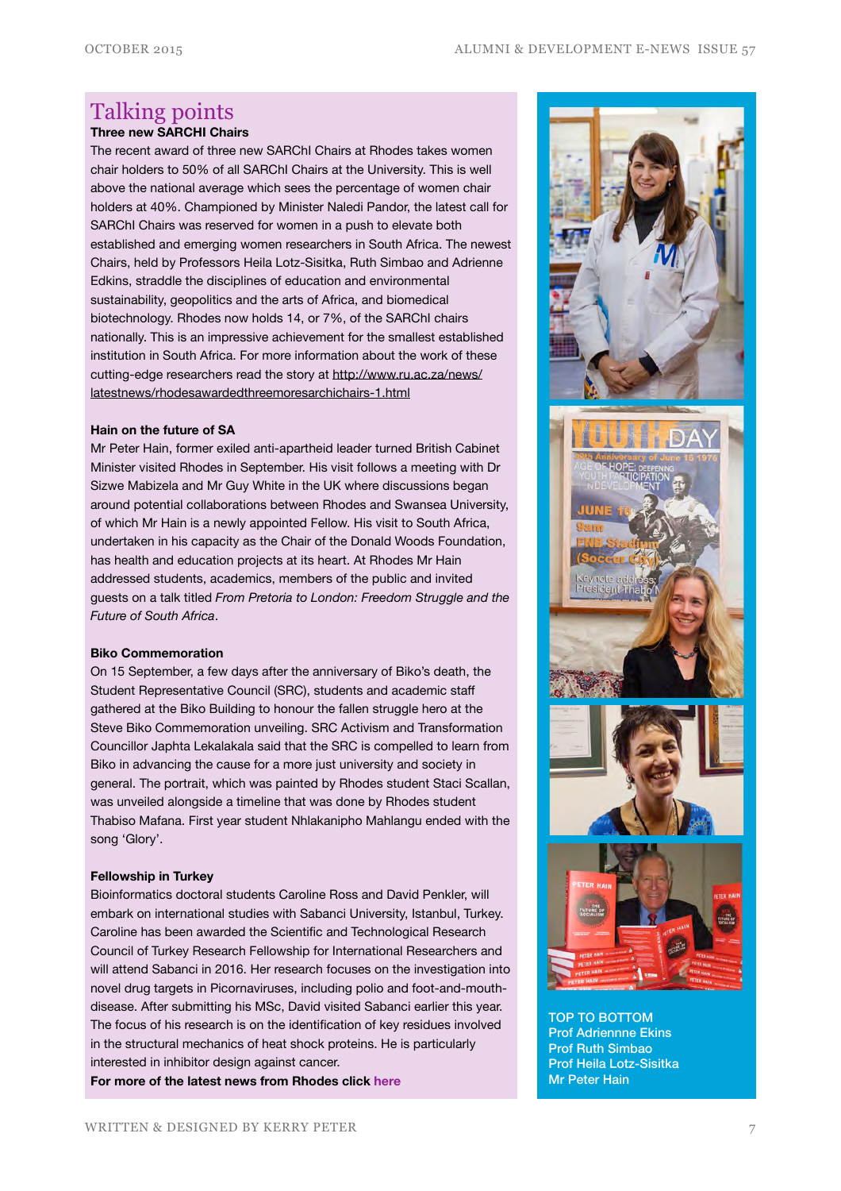# Talking points

### Three new SARCHI Chairs

The recent award of three new SARChI Chairs at Rhodes takes women chair holders to 50% of all SARChI Chairs at the University. This is well above the national average which sees the percentage of women chair holders at 40%. Championed by Minister Naledi Pandor, the latest call for SARChI Chairs was reserved for women in a push to elevate both established and emerging women researchers in South Africa. The newest Chairs, held by Professors Heila Lotz-Sisitka, Ruth Simbao and Adrienne Edkins, straddle the disciplines of education and environmental sustainability, geopolitics and the arts of Africa, and biomedical biotechnology. Rhodes now holds 14, or 7%, of the SARChI chairs nationally. This is an impressive achievement for the smallest established institution in South Africa. For more information about the work of these cutting-edge researchers read the story at http://www.ru.ac.za/news/latestnews/rhodesawardedthreemoresarchichairs-1.html

### Hain on the future of SA

Mr Peter Hain, former exiled anti-apartheid leader turned British Cabinet Minister visited Rhodes in September. His visit follows a meeting with Dr Sizwe Mabizela and Mr Guy White in the UK where discussions began around potential collaborations between Rhodes and Swansea University, of which Mr Hain is a newly appointed Fellow. His visit to South Africa, undertaken in his capacity as the Chair of the Donald Woods Foundation, has health and education projects at its heart. At Rhodes Mr Hain addressed students, academics, members of the public and invited guests on a talk titled *From Pretoria to London: Freedom Struggle and the Future of South Africa*.

### Biko Commemoration

On 15 September, a few days after the anniversary of Biko's death, the Student Representative Council (SRC), students and academic staff gathered at the Biko Building to honour the fallen struggle hero at the Steve Biko Commemoration unveiling. SRC Activism and Transformation Councillor Japhta Lekalakala said that the SRC is compelled to learn from Biko in advancing the cause for a more just university and society in general. The portrait, which was painted by Rhodes student Staci Scallan, was unveiled alongside a timeline that was done by Rhodes student Thabiso Mafana. First year student Nhlakanipho Mahlangu ended with the song 'Glory'.

### Fellowship in Turkey

Bioinformatics doctoral students Caroline Ross and David Penkler, will embark on international studies with Sabanci University, Istanbul, Turkey. Caroline has been awarded the Scientific and Technological Research Council of Turkey Research Fellowship for International Researchers and will attend Sabanci in 2016. Her research focuses on the investigation into novel drug targets in Picornaviruses, including polio and foot-and-mouth-disease. After submitting his MSc, David visited Sabanci earlier this year. The focus of his research is on the identification of key residues involved in the structural mechanics of heat shock proteins. He is particularly interested in inhibitor design against cancer.

**For more of the latest news from Rhodes click here**

TOP TO BOTTOM
Prof Adriennne Ekins
Prof Ruth Simbao
Prof Heila Lotz-Sisitka
Mr Peter Hain

WRITTEN & DESIGNED BY KERRY PETER